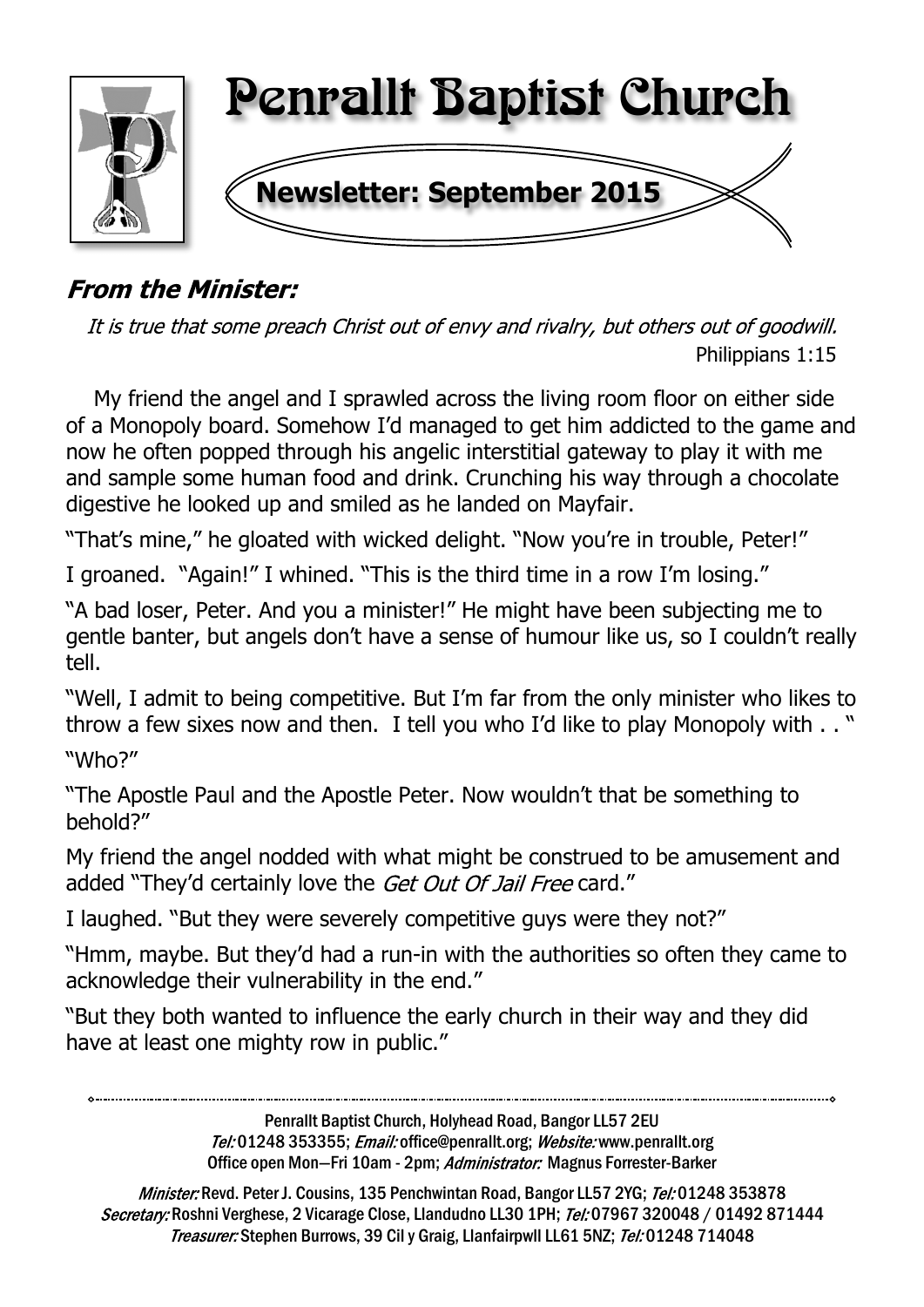# Penrallt Baptist Church

## Newsletter: September 2015

### *From the Minister:*

*It is true that some preach Christ out of envy and rivalry, but others out of goodwill.*
Philippians 1:15

My friend the angel and I sprawled across the living room floor on either side of a Monopoly board. Somehow I'd managed to get him addicted to the game and now he often popped through his angelic interstitial gateway to play it with me and sample some human food and drink. Crunching his way through a chocolate digestive he looked up and smiled as he landed on Mayfair.

"That's mine," he gloated with wicked delight. "Now you're in trouble, Peter!"

I groaned. "Again!" I whined. "This is the third time in a row I'm losing."

"A bad loser, Peter. And you a minister!" He might have been subjecting me to gentle banter, but angels don't have a sense of humour like us, so I couldn't really tell.

"Well, I admit to being competitive. But I'm far from the only minister who likes to throw a few sixes now and then. I tell you who I'd like to play Monopoly with . . "

"Who?"

"The Apostle Paul and the Apostle Peter. Now wouldn't that be something to behold?"

My friend the angel nodded with what might be construed to be amusement and added "They'd certainly love the *Get Out Of Jail Free* card."

I laughed. "But they were severely competitive guys were they not?"

"Hmm, maybe. But they'd had a run-in with the authorities so often they came to acknowledge their vulnerability in the end."

"But they both wanted to influence the early church in their way and they did have at least one mighty row in public."

---

Penrallt Baptist Church, Holyhead Road, Bangor LL57 2EU
*Tel:* 01248 353355; *Email:* office@penrallt.org; *Website:* www.penrallt.org
Office open Mon—Fri 10am - 2pm; *Administrator:* Magnus Forrester-Barker

*Minister:* Revd. Peter J. Cousins, 135 Penchwintan Road, Bangor LL57 2YG; *Tel:* 01248 353878
*Secretary:* Roshni Verghese, 2 Vicarage Close, Llandudno LL30 1PH; *Tel:* 07967 320048 / 01492 871444
*Treasurer:* Stephen Burrows, 39 Cil y Graig, Llanfairpwll LL61 5NZ; *Tel:* 01248 714048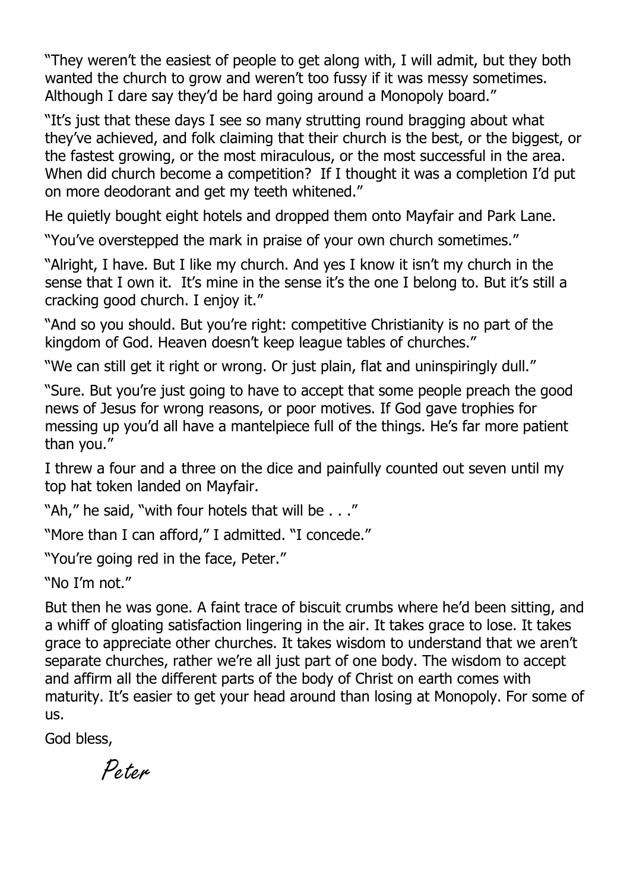"They weren't the easiest of people to get along with, I will admit, but they both wanted the church to grow and weren't too fussy if it was messy sometimes. Although I dare say they'd be hard going around a Monopoly board."

"It's just that these days I see so many strutting round bragging about what they've achieved, and folk claiming that their church is the best, or the biggest, or the fastest growing, or the most miraculous, or the most successful in the area. When did church become a competition? If I thought it was a completion I'd put on more deodorant and get my teeth whitened."

He quietly bought eight hotels and dropped them onto Mayfair and Park Lane.

"You've overstepped the mark in praise of your own church sometimes."

"Alright, I have. But I like my church. And yes I know it isn't my church in the sense that I own it. It's mine in the sense it's the one I belong to. But it's still a cracking good church. I enjoy it."

"And so you should. But you're right: competitive Christianity is no part of the kingdom of God. Heaven doesn't keep league tables of churches."

"We can still get it right or wrong. Or just plain, flat and uninspiringly dull."

"Sure. But you're just going to have to accept that some people preach the good news of Jesus for wrong reasons, or poor motives. If God gave trophies for messing up you'd all have a mantelpiece full of the things. He's far more patient than you."

I threw a four and a three on the dice and painfully counted out seven until my top hat token landed on Mayfair.

"Ah," he said, "with four hotels that will be . . ."

"More than I can afford," I admitted. "I concede."

"You're going red in the face, Peter."

"No I'm not."

But then he was gone. A faint trace of biscuit crumbs where he'd been sitting, and a whiff of gloating satisfaction lingering in the air. It takes grace to lose. It takes grace to appreciate other churches. It takes wisdom to understand that we aren't separate churches, rather we're all just part of one body. The wisdom to accept and affirm all the different parts of the body of Christ on earth comes with maturity. It's easier to get your head around than losing at Monopoly. For some of us.

God bless,

*Peter*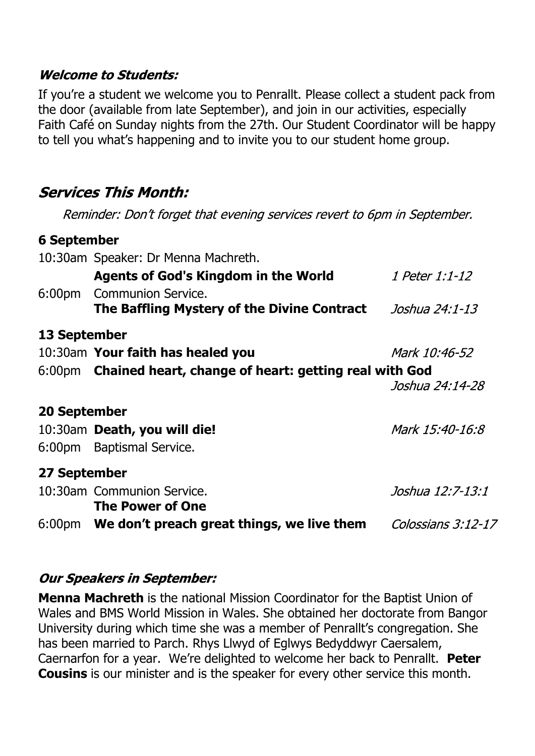### *Welcome to Students:*

If you're a student we welcome you to Penrallt. Please collect a student pack from the door (available from late September), and join in our activities, especially Faith Café on Sunday nights from the 27th. Our Student Coordinator will be happy to tell you what's happening and to invite you to our student home group.

## *Services This Month:*

*Reminder: Don't forget that evening services revert to 6pm in September.*

**6 September**

10:30am Speaker: Dr Menna Machreth.
**Agents of God's Kingdom in the World** — *1 Peter 1:1-12*

6:00pm Communion Service.
**The Baffling Mystery of the Divine Contract** — *Joshua 24:1-13*

**13 September**

10:30am **Your faith has healed you** — *Mark 10:46-52*

6:00pm **Chained heart, change of heart: getting real with God** — *Joshua 24:14-28*

**20 September**

10:30am **Death, you will die!** — *Mark 15:40-16:8*

6:00pm Baptismal Service.

**27 September**

10:30am Communion Service.
**The Power of One** — *Joshua 12:7-13:1*

6:00pm **We don't preach great things, we live them** — *Colossians 3:12-17*

### *Our Speakers in September:*

**Menna Machreth** is the national Mission Coordinator for the Baptist Union of Wales and BMS World Mission in Wales. She obtained her doctorate from Bangor University during which time she was a member of Penrallt's congregation. She has been married to Parch. Rhys Llwyd of Eglwys Bedyddwyr Caersalem, Caernarfon for a year. We're delighted to welcome her back to Penrallt. **Peter Cousins** is our minister and is the speaker for every other service this month.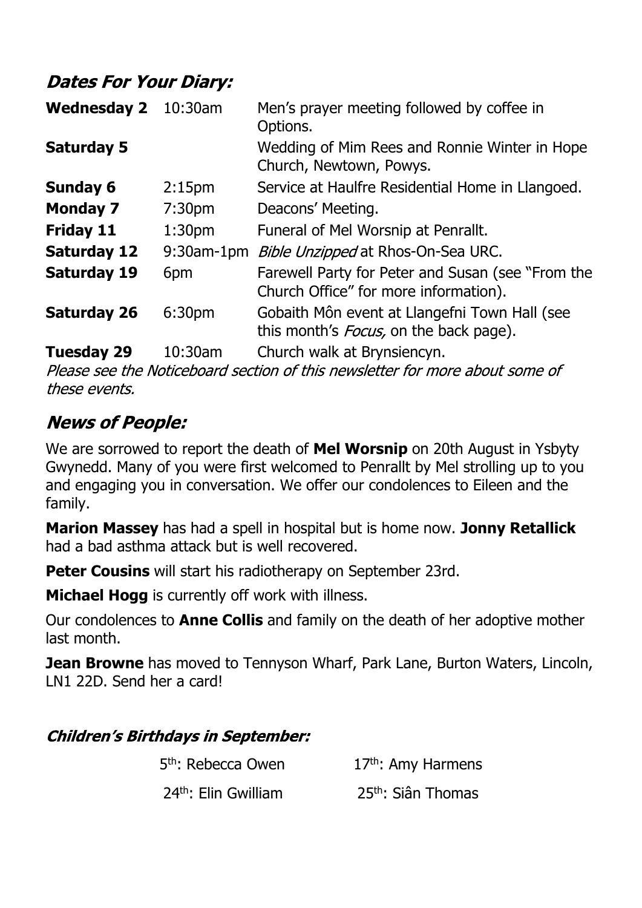## *Dates For Your Diary:*

| | | |
|---|---|---|
| **Wednesday 2** | 10:30am | Men's prayer meeting followed by coffee in Options. |
| **Saturday 5** | | Wedding of Mim Rees and Ronnie Winter in Hope Church, Newtown, Powys. |
| **Sunday 6** | 2:15pm | Service at Haulfre Residential Home in Llangoed. |
| **Monday 7** | 7:30pm | Deacons' Meeting. |
| **Friday 11** | 1:30pm | Funeral of Mel Worsnip at Penrallt. |
| **Saturday 12** | 9:30am-1pm | *Bible Unzipped* at Rhos-On-Sea URC. |
| **Saturday 19** | 6pm | Farewell Party for Peter and Susan (see "From the Church Office" for more information). |
| **Saturday 26** | 6:30pm | Gobaith Môn event at Llangefni Town Hall (see this month's *Focus,* on the back page). |
| **Tuesday 29** | 10:30am | Church walk at Brynsiencyn. |

*Please see the Noticeboard section of this newsletter for more about some of these events.*

## *News of People:*

We are sorrowed to report the death of **Mel Worsnip** on 20th August in Ysbyty Gwynedd. Many of you were first welcomed to Penrallt by Mel strolling up to you and engaging you in conversation. We offer our condolences to Eileen and the family.

**Marion Massey** has had a spell in hospital but is home now. **Jonny Retallick** had a bad asthma attack but is well recovered.

**Peter Cousins** will start his radiotherapy on September 23rd.

**Michael Hogg** is currently off work with illness.

Our condolences to **Anne Collis** and family on the death of her adoptive mother last month.

**Jean Browne** has moved to Tennyson Wharf, Park Lane, Burton Waters, Lincoln, LN1 22D. Send her a card!

### *Children's Birthdays in September:*

5th: Rebecca Owen    17th: Amy Harmens

24th: Elin Gwilliam    25th: Siân Thomas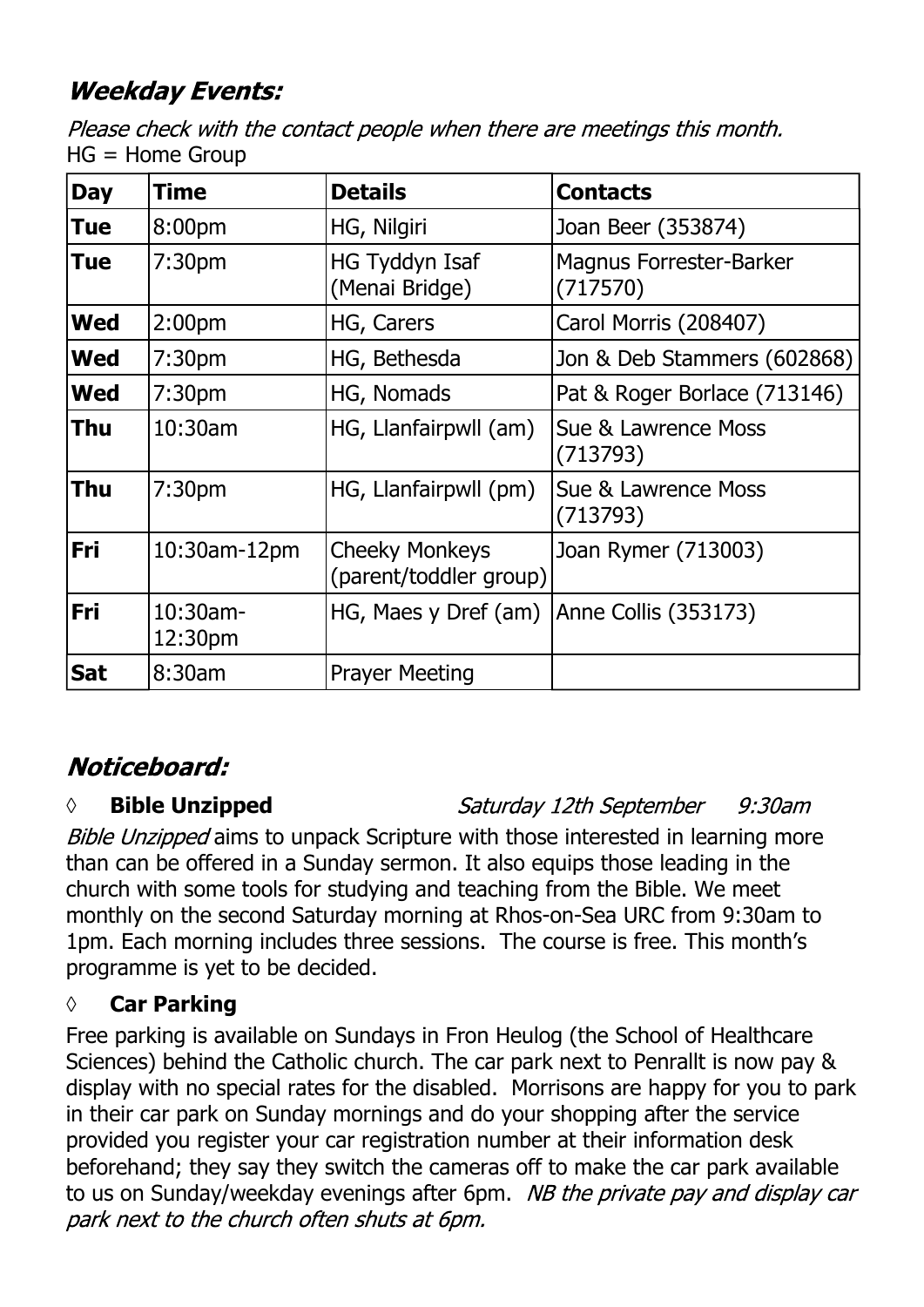## *Weekday Events:*

*Please check with the contact people when there are meetings this month.*
HG = Home Group

| Day | Time | Details | Contacts |
|---|---|---|---|
| **Tue** | 8:00pm | HG, Nilgiri | Joan Beer (353874) |
| **Tue** | 7:30pm | HG Tyddyn Isaf (Menai Bridge) | Magnus Forrester-Barker (717570) |
| **Wed** | 2:00pm | HG, Carers | Carol Morris (208407) |
| **Wed** | 7:30pm | HG, Bethesda | Jon & Deb Stammers (602868) |
| **Wed** | 7:30pm | HG, Nomads | Pat & Roger Borlace (713146) |
| **Thu** | 10:30am | HG, Llanfairpwll (am) | Sue & Lawrence Moss (713793) |
| **Thu** | 7:30pm | HG, Llanfairpwll (pm) | Sue & Lawrence Moss (713793) |
| **Fri** | 10:30am-12pm | Cheeky Monkeys (parent/toddler group) | Joan Rymer (713003) |
| **Fri** | 10:30am-12:30pm | HG, Maes y Dref (am) | Anne Collis (353173) |
| **Sat** | 8:30am | Prayer Meeting | |

## *Noticeboard:*

◊ **Bible Unzipped** *Saturday 12th September 9:30am*

*Bible Unzipped* aims to unpack Scripture with those interested in learning more than can be offered in a Sunday sermon. It also equips those leading in the church with some tools for studying and teaching from the Bible. We meet monthly on the second Saturday morning at Rhos-on-Sea URC from 9:30am to 1pm. Each morning includes three sessions. The course is free. This month's programme is yet to be decided.

◊ **Car Parking**

Free parking is available on Sundays in Fron Heulog (the School of Healthcare Sciences) behind the Catholic church. The car park next to Penrallt is now pay & display with no special rates for the disabled. Morrisons are happy for you to park in their car park on Sunday mornings and do your shopping after the service provided you register your car registration number at their information desk beforehand; they say they switch the cameras off to make the car park available to us on Sunday/weekday evenings after 6pm. *NB the private pay and display car park next to the church often shuts at 6pm.*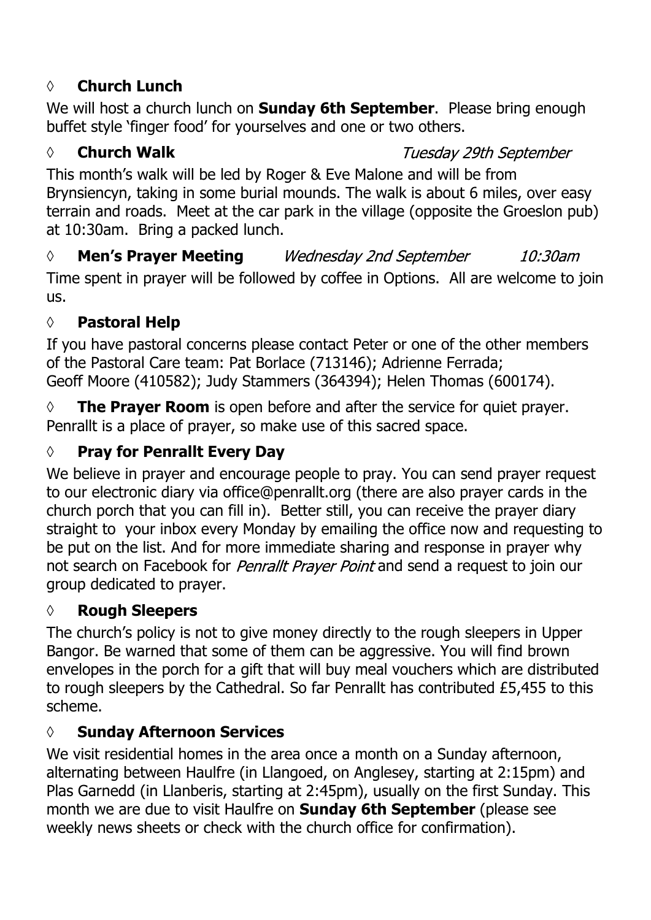◊ **Church Lunch**

We will host a church lunch on **Sunday 6th September**. Please bring enough buffet style 'finger food' for yourselves and one or two others.

◊ **Church Walk** *Tuesday 29th September*

This month's walk will be led by Roger & Eve Malone and will be from Brynsiencyn, taking in some burial mounds. The walk is about 6 miles, over easy terrain and roads. Meet at the car park in the village (opposite the Groeslon pub) at 10:30am. Bring a packed lunch.

◊ **Men's Prayer Meeting** *Wednesday 2nd September* *10:30am*

Time spent in prayer will be followed by coffee in Options. All are welcome to join us.

◊ **Pastoral Help**

If you have pastoral concerns please contact Peter or one of the other members of the Pastoral Care team: Pat Borlace (713146); Adrienne Ferrada; Geoff Moore (410582); Judy Stammers (364394); Helen Thomas (600174).

◊ **The Prayer Room** is open before and after the service for quiet prayer. Penrallt is a place of prayer, so make use of this sacred space.

◊ **Pray for Penrallt Every Day**

We believe in prayer and encourage people to pray. You can send prayer request to our electronic diary via office@penrallt.org (there are also prayer cards in the church porch that you can fill in). Better still, you can receive the prayer diary straight to your inbox every Monday by emailing the office now and requesting to be put on the list. And for more immediate sharing and response in prayer why not search on Facebook for *Penrallt Prayer Point* and send a request to join our group dedicated to prayer.

◊ **Rough Sleepers**

The church's policy is not to give money directly to the rough sleepers in Upper Bangor. Be warned that some of them can be aggressive. You will find brown envelopes in the porch for a gift that will buy meal vouchers which are distributed to rough sleepers by the Cathedral. So far Penrallt has contributed £5,455 to this scheme.

◊ **Sunday Afternoon Services**

We visit residential homes in the area once a month on a Sunday afternoon, alternating between Haulfre (in Llangoed, on Anglesey, starting at 2:15pm) and Plas Garnedd (in Llanberis, starting at 2:45pm), usually on the first Sunday. This month we are due to visit Haulfre on **Sunday 6th September** (please see weekly news sheets or check with the church office for confirmation).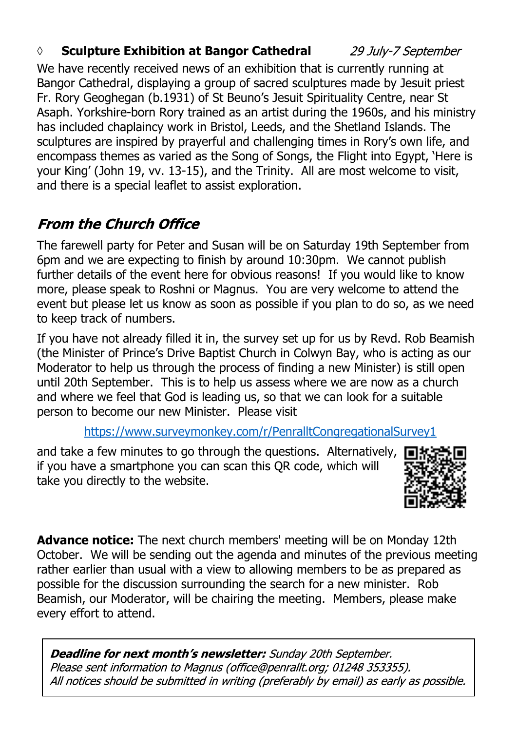◊ **Sculpture Exhibition at Bangor Cathedral** *29 July-7 September*

We have recently received news of an exhibition that is currently running at Bangor Cathedral, displaying a group of sacred sculptures made by Jesuit priest Fr. Rory Geoghegan (b.1931) of St Beuno's Jesuit Spirituality Centre, near St Asaph. Yorkshire-born Rory trained as an artist during the 1960s, and his ministry has included chaplaincy work in Bristol, Leeds, and the Shetland Islands. The sculptures are inspired by prayerful and challenging times in Rory's own life, and encompass themes as varied as the Song of Songs, the Flight into Egypt, 'Here is your King' (John 19, vv. 13-15), and the Trinity. All are most welcome to visit, and there is a special leaflet to assist exploration.

## *From the Church Office*

The farewell party for Peter and Susan will be on Saturday 19th September from 6pm and we are expecting to finish by around 10:30pm. We cannot publish further details of the event here for obvious reasons! If you would like to know more, please speak to Roshni or Magnus. You are very welcome to attend the event but please let us know as soon as possible if you plan to do so, as we need to keep track of numbers.

If you have not already filled it in, the survey set up for us by Revd. Rob Beamish (the Minister of Prince's Drive Baptist Church in Colwyn Bay, who is acting as our Moderator to help us through the process of finding a new Minister) is still open until 20th September. This is to help us assess where we are now as a church and where we feel that God is leading us, so that we can look for a suitable person to become our new Minister. Please visit

https://www.surveymonkey.com/r/PenralltCongregationalSurvey1

and take a few minutes to go through the questions. Alternatively, if you have a smartphone you can scan this QR code, which will take you directly to the website.

**Advance notice:** The next church members' meeting will be on Monday 12th October. We will be sending out the agenda and minutes of the previous meeting rather earlier than usual with a view to allowing members to be as prepared as possible for the discussion surrounding the search for a new minister. Rob Beamish, our Moderator, will be chairing the meeting. Members, please make every effort to attend.

***Deadline for next month's newsletter:*** *Sunday 20th September.*
*Please sent information to Magnus (office@penrallt.org; 01248 353355).*
*All notices should be submitted in writing (preferably by email) as early as possible.*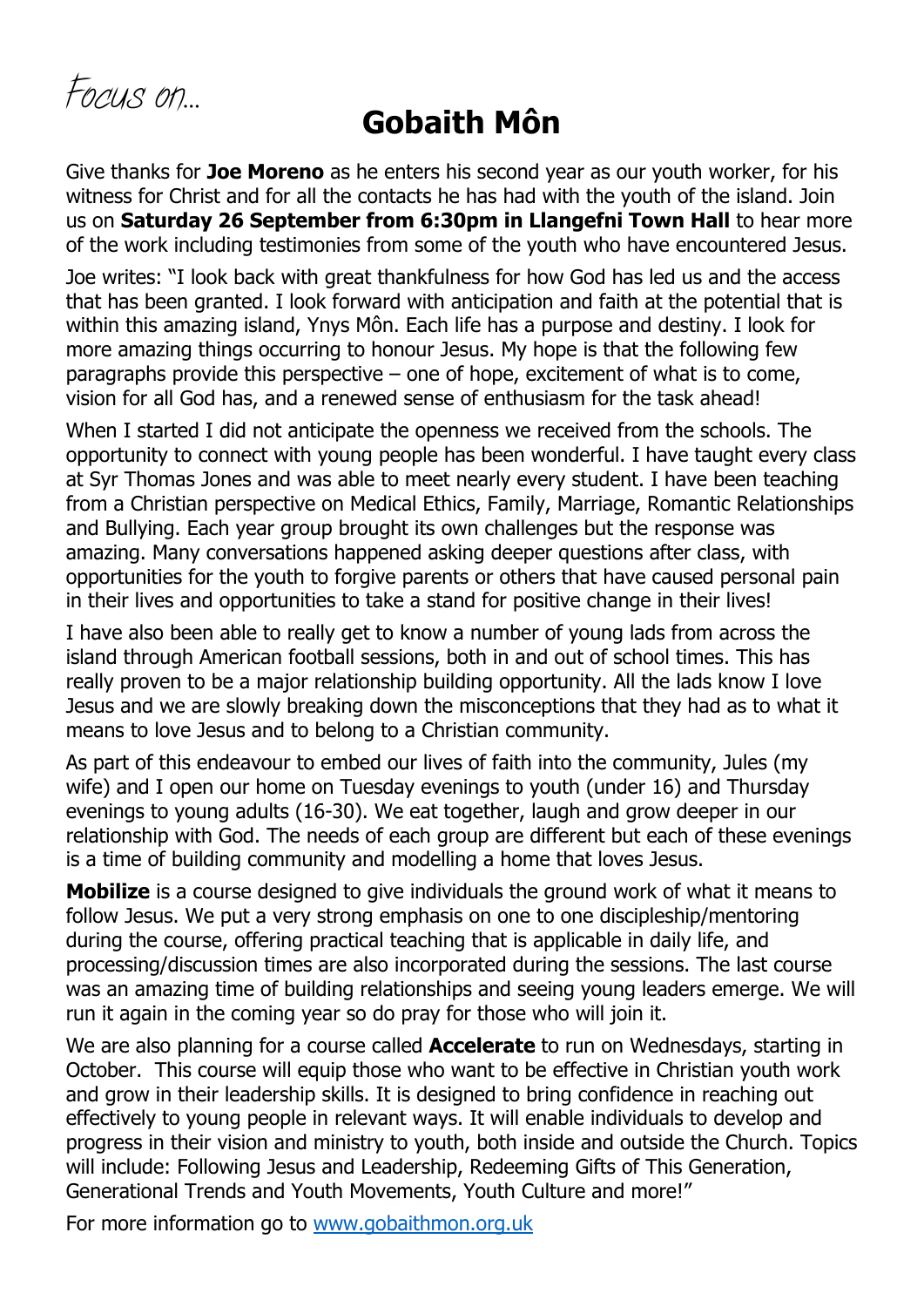*Focus on…*

# Gobaith Môn

Give thanks for **Joe Moreno** as he enters his second year as our youth worker, for his witness for Christ and for all the contacts he has had with the youth of the island. Join us on **Saturday 26 September from 6:30pm in Llangefni Town Hall** to hear more of the work including testimonies from some of the youth who have encountered Jesus.

Joe writes: "I look back with great thankfulness for how God has led us and the access that has been granted. I look forward with anticipation and faith at the potential that is within this amazing island, Ynys Môn. Each life has a purpose and destiny. I look for more amazing things occurring to honour Jesus. My hope is that the following few paragraphs provide this perspective – one of hope, excitement of what is to come, vision for all God has, and a renewed sense of enthusiasm for the task ahead!

When I started I did not anticipate the openness we received from the schools. The opportunity to connect with young people has been wonderful. I have taught every class at Syr Thomas Jones and was able to meet nearly every student. I have been teaching from a Christian perspective on Medical Ethics, Family, Marriage, Romantic Relationships and Bullying. Each year group brought its own challenges but the response was amazing. Many conversations happened asking deeper questions after class, with opportunities for the youth to forgive parents or others that have caused personal pain in their lives and opportunities to take a stand for positive change in their lives!

I have also been able to really get to know a number of young lads from across the island through American football sessions, both in and out of school times. This has really proven to be a major relationship building opportunity. All the lads know I love Jesus and we are slowly breaking down the misconceptions that they had as to what it means to love Jesus and to belong to a Christian community.

As part of this endeavour to embed our lives of faith into the community, Jules (my wife) and I open our home on Tuesday evenings to youth (under 16) and Thursday evenings to young adults (16-30). We eat together, laugh and grow deeper in our relationship with God. The needs of each group are different but each of these evenings is a time of building community and modelling a home that loves Jesus.

**Mobilize** is a course designed to give individuals the ground work of what it means to follow Jesus. We put a very strong emphasis on one to one discipleship/mentoring during the course, offering practical teaching that is applicable in daily life, and processing/discussion times are also incorporated during the sessions. The last course was an amazing time of building relationships and seeing young leaders emerge. We will run it again in the coming year so do pray for those who will join it.

We are also planning for a course called **Accelerate** to run on Wednesdays, starting in October. This course will equip those who want to be effective in Christian youth work and grow in their leadership skills. It is designed to bring confidence in reaching out effectively to young people in relevant ways. It will enable individuals to develop and progress in their vision and ministry to youth, both inside and outside the Church. Topics will include: Following Jesus and Leadership, Redeeming Gifts of This Generation, Generational Trends and Youth Movements, Youth Culture and more!"

For more information go to [www.gobaithmon.org.uk](http://www.gobaithmon.org.uk)